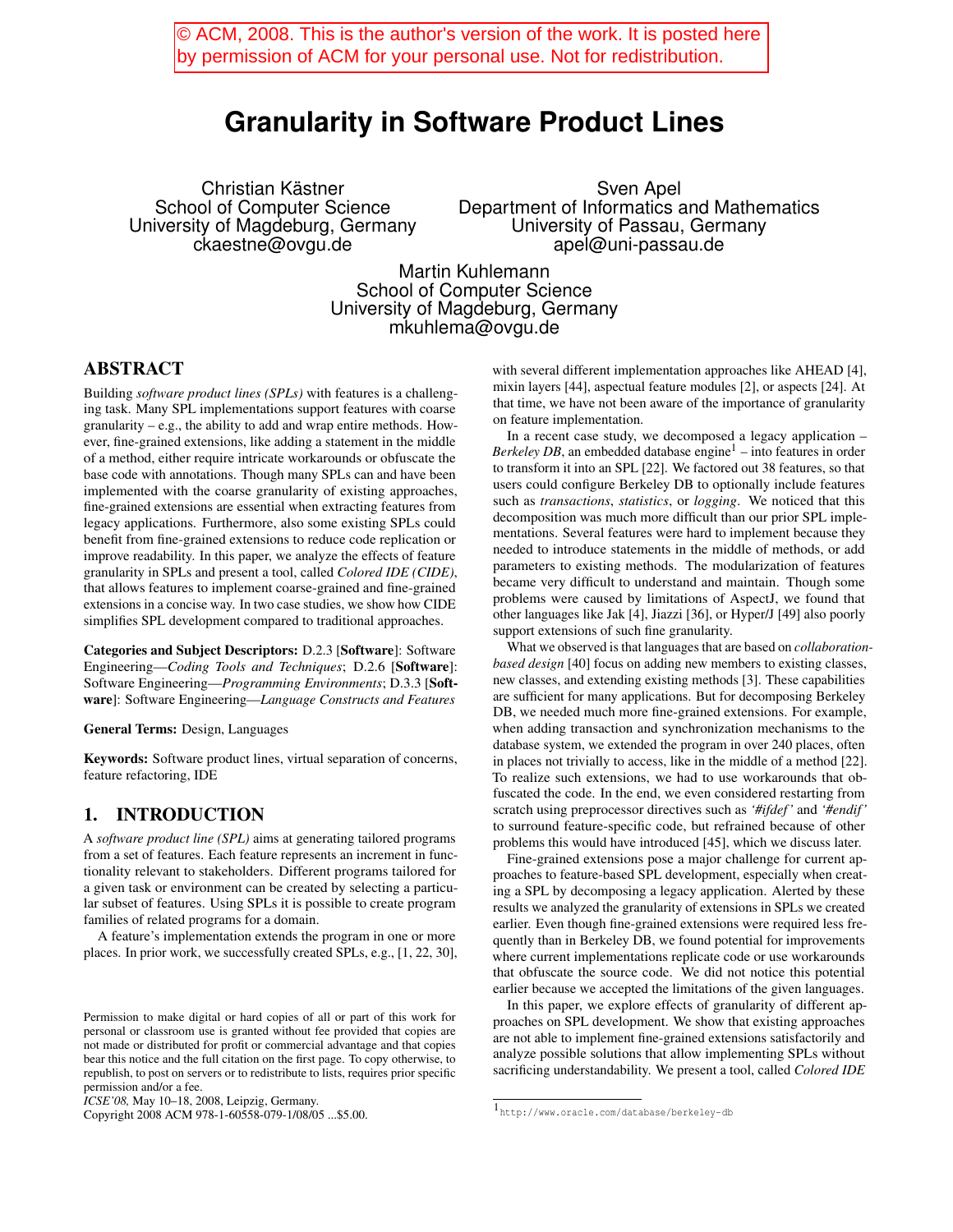© ACM, 2008. This is the author's version of the work. It is posted here by permission of ACM for your personal use. Not for redistribution.

# Granularity in Software Product Lines

Christian Kästner
School of Computer Science
University of Magdeburg, Germany
ckaestne@ovgu.de

Sven Apel
Department of Informatics and Mathematics
University of Passau, Germany
apel@uni-passau.de

Martin Kuhlemann
School of Computer Science
University of Magdeburg, Germany
mkuhlema@ovgu.de

## ABSTRACT

Building *software product lines (SPLs)* with features is a challenging task. Many SPL implementations support features with coarse granularity – e.g., the ability to add and wrap entire methods. However, fine-grained extensions, like adding a statement in the middle of a method, either require intricate workarounds or obfuscate the base code with annotations. Though many SPLs can and have been implemented with the coarse granularity of existing approaches, fine-grained extensions are essential when extracting features from legacy applications. Furthermore, also some existing SPLs could benefit from fine-grained extensions to reduce code replication or improve readability. In this paper, we analyze the effects of feature granularity in SPLs and present a tool, called *Colored IDE (CIDE)*, that allows features to implement coarse-grained and fine-grained extensions in a concise way. In two case studies, we show how CIDE simplifies SPL development compared to traditional approaches.

**Categories and Subject Descriptors:** D.2.3 [**Software**]: Software Engineering—*Coding Tools and Techniques*; D.2.6 [**Software**]: Software Engineering—*Programming Environments*; D.3.3 [**Software**]: Software Engineering—*Language Constructs and Features*

**General Terms:** Design, Languages

**Keywords:** Software product lines, virtual separation of concerns, feature refactoring, IDE

## 1. INTRODUCTION

A *software product line (SPL)* aims at generating tailored programs from a set of features. Each feature represents an increment in functionality relevant to stakeholders. Different programs tailored for a given task or environment can be created by selecting a particular subset of features. Using SPLs it is possible to create program families of related programs for a domain.

A feature's implementation extends the program in one or more places. In prior work, we successfully created SPLs, e.g., [1, 22, 30], with several different implementation approaches like AHEAD [4], mixin layers [44], aspectual feature modules [2], or aspects [24]. At that time, we have not been aware of the importance of granularity on feature implementation.

In a recent case study, we decomposed a legacy application – *Berkeley DB*, an embedded database engine[1] – into features in order to transform it into an SPL [22]. We factored out 38 features, so that users could configure Berkeley DB to optionally include features such as *transactions*, *statistics*, or *logging*. We noticed that this decomposition was much more difficult than our prior SPL implementations. Several features were hard to implement because they needed to introduce statements in the middle of methods, or add parameters to existing methods. The modularization of features became very difficult to understand and maintain. Though some problems were caused by limitations of AspectJ, we found that other languages like Jak [4], Jiazzi [36], or Hyper/J [49] also poorly support extensions of such fine granularity.

What we observed is that languages that are based on *collaboration-based design* [40] focus on adding new members to existing classes, new classes, and extending existing methods [3]. These capabilities are sufficient for many applications. But for decomposing Berkeley DB, we needed much more fine-grained extensions. For example, when adding transaction and synchronization mechanisms to the database system, we extended the program in over 240 places, often in places not trivially to access, like in the middle of a method [22]. To realize such extensions, we had to use workarounds that obfuscated the code. In the end, we even considered restarting from scratch using preprocessor directives such as *'#ifdef'* and *'#endif'* to surround feature-specific code, but refrained because of other problems this would have introduced [45], which we discuss later.

Fine-grained extensions pose a major challenge for current approaches to feature-based SPL development, especially when creating a SPL by decomposing a legacy application. Alerted by these results we analyzed the granularity of extensions in SPLs we created earlier. Even though fine-grained extensions were required less frequently than in Berkeley DB, we found potential for improvements where current implementations replicate code or use workarounds that obfuscate the source code. We did not notice this potential earlier because we accepted the limitations of the given languages.

In this paper, we explore effects of granularity of different approaches on SPL development. We show that existing approaches are not able to implement fine-grained extensions satisfactorily and analyze possible solutions that allow implementing SPLs without sacrificing understandability. We present a tool, called *Colored IDE*

[1] http://www.oracle.com/database/berkeley-db

Permission to make digital or hard copies of all or part of this work for personal or classroom use is granted without fee provided that copies are not made or distributed for profit or commercial advantage and that copies bear this notice and the full citation on the first page. To copy otherwise, to republish, to post on servers or to redistribute to lists, requires prior specific permission and/or a fee.
*ICSE'08,* May 10–18, 2008, Leipzig, Germany.
Copyright 2008 ACM 978-1-60558-079-1/08/05 ...$5.00.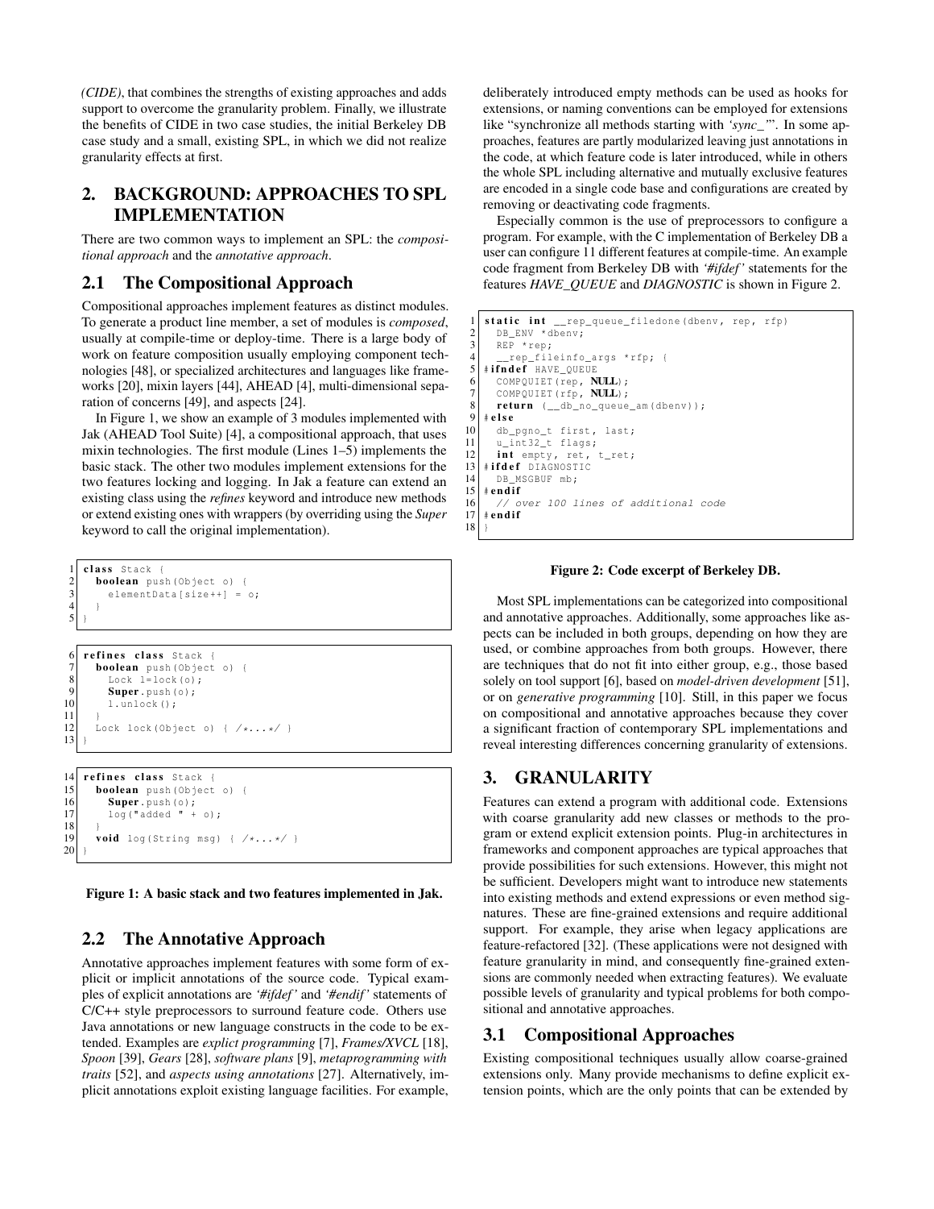*(CIDE)*, that combines the strengths of existing approaches and adds support to overcome the granularity problem. Finally, we illustrate the benefits of CIDE in two case studies, the initial Berkeley DB case study and a small, existing SPL, in which we did not realize granularity effects at first.

## 2. BACKGROUND: APPROACHES TO SPL IMPLEMENTATION

There are two common ways to implement an SPL: the *compositional approach* and the *annotative approach*.

### 2.1 The Compositional Approach

Compositional approaches implement features as distinct modules. To generate a product line member, a set of modules is *composed*, usually at compile-time or deploy-time. There is a large body of work on feature composition usually employing component technologies [48], or specialized architectures and languages like frameworks [20], mixin layers [44], AHEAD [4], multi-dimensional separation of concerns [49], and aspects [24].

In Figure 1, we show an example of 3 modules implemented with Jak (AHEAD Tool Suite) [4], a compositional approach, that uses mixin technologies. The first module (Lines 1–5) implements the basic stack. The other two modules implement extensions for the two features locking and logging. In Jak a feature can extend an existing class using the *refines* keyword and introduce new methods or extend existing ones with wrappers (by overriding using the ***Super*** keyword to call the original implementation).

```
1  class Stack {
2    boolean push(Object o) {
3      elementData[size++] = o;
4    }
5  }
```

```
6  refines class Stack {
7    boolean push(Object o) {
8      Lock l=lock(o);
9      Super.push(o);
10     l.unlock();
11   }
12   Lock lock(Object o) { /*...*/ }
13 }
```

```
14 refines class Stack {
15   boolean push(Object o) {
16     Super.push(o);
17     log("added " + o);
18   }
19   void log(String msg) { /*...*/ }
20 }
```

**Figure 1: A basic stack and two features implemented in Jak.**

### 2.2 The Annotative Approach

Annotative approaches implement features with some form of explicit or implicit annotations of the source code. Typical examples of explicit annotations are *'#ifdef'* and *'#endif'* statements of C/C++ style preprocessors to surround feature code. Others use Java annotations or new language constructs in the code to be extended. Examples are *explict programming* [7], *Frames/XVCL* [18], *Spoon* [39], *Gears* [28], *software plans* [9], *metaprogramming with traits* [52], and *aspects using annotations* [27]. Alternatively, implicit annotations exploit existing language facilities. For example, deliberately introduced empty methods can be used as hooks for extensions, or naming conventions can be employed for extensions like "synchronize all methods starting with *'sync_'*". In some approaches, features are partly modularized leaving just annotations in the code, at which feature code is later introduced, while in others the whole SPL including alternative and mutually exclusive features are encoded in a single code base and configurations are created by removing or deactivating code fragments.

Especially common is the use of preprocessors to configure a program. For example, with the C implementation of Berkeley DB a user can configure 11 different features at compile-time. An example code fragment from Berkeley DB with *'#ifdef'* statements for the features *HAVE_QUEUE* and *DIAGNOSTIC* is shown in Figure 2.

```
1  static int __rep_queue_filedone(dbenv, rep, rfp)
2    DB_ENV *dbenv;
3    REP *rep;
4    __rep_fileinfo_args *rfp; {
5  #ifndef HAVE_QUEUE
6    COMPQUIET(rep, NULL);
7    COMPQUIET(rfp, NULL);
8    return (__db_no_queue_am(dbenv));
9  #else
10   db_pgno_t first, last;
11   u_int32_t flags;
12   int empty, ret, t_ret;
13 #ifdef DIAGNOSTIC
14   DB_MSGBUF mb;
15 #endif
16   // over 100 lines of additional code
17 #endif
18 }
```

**Figure 2: Code excerpt of Berkeley DB.**

Most SPL implementations can be categorized into compositional and annotative approaches. Additionally, some approaches like aspects can be included in both groups, depending on how they are used, or combine approaches from both groups. However, there are techniques that do not fit into either group, e.g., those based solely on tool support [6], based on *model-driven development* [51], or on *generative programming* [10]. Still, in this paper we focus on compositional and annotative approaches because they cover a significant fraction of contemporary SPL implementations and reveal interesting differences concerning granularity of extensions.

## 3. GRANULARITY

Features can extend a program with additional code. Extensions with coarse granularity add new classes or methods to the program or extend explicit extension points. Plug-in architectures in frameworks and component approaches are typical approaches that provide possibilities for such extensions. However, this might not be sufficient. Developers might want to introduce new statements into existing methods and extend expressions or even method signatures. These are fine-grained extensions and require additional support. For example, they arise when legacy applications are feature-refactored [32]. (These applications were not designed with feature granularity in mind, and consequently fine-grained extensions are commonly needed when extracting features). We evaluate possible levels of granularity and typical problems for both compositional and annotative approaches.

### 3.1 Compositional Approaches

Existing compositional techniques usually allow coarse-grained extensions only. Many provide mechanisms to define explicit extension points, which are the only points that can be extended by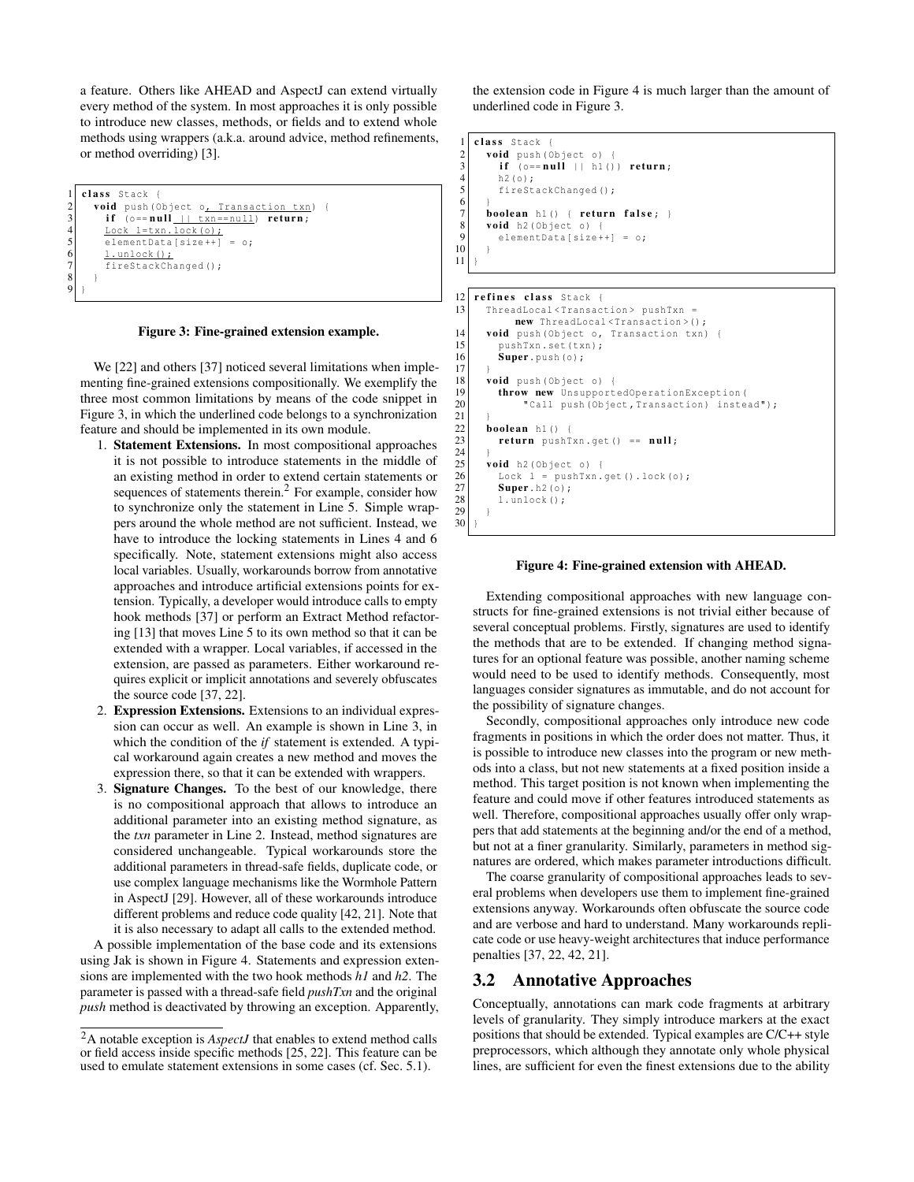a feature. Others like AHEAD and AspectJ can extend virtually every method of the system. In most approaches it is only possible to introduce new classes, methods, or fields and to extend whole methods using wrappers (a.k.a. around advice, method refinements, or method overriding) [3].

```
1  class Stack {
2    void push(Object o, Transaction txn) {
3      if (o==null || txn==null) return;
4      Lock l=txn.lock(o);
5      elementData[size++] = o;
6      l.unlock();
7      fireStackChanged();
8    }
9  }
```

**Figure 3: Fine-grained extension example.**

We [22] and others [37] noticed several limitations when implementing fine-grained extensions compositionally. We exemplify the three most common limitations by means of the code snippet in Figure 3, in which the underlined code belongs to a synchronization feature and should be implemented in its own module.

1. **Statement Extensions.** In most compositional approaches it is not possible to introduce statements in the middle of an existing method in order to extend certain statements or sequences of statements therein.[2] For example, consider how to synchronize only the statement in Line 5. Simple wrappers around the whole method are not sufficient. Instead, we have to introduce the locking statements in Lines 4 and 6 specifically. Note, statement extensions might also access local variables. Usually, workarounds borrow from annotative approaches and introduce artificial extensions points for extension. Typically, a developer would introduce calls to empty hook methods [37] or perform an Extract Method refactoring [13] that moves Line 5 to its own method so that it can be extended with a wrapper. Local variables, if accessed in the extension, are passed as parameters. Either workaround requires explicit or implicit annotations and severely obfuscates the source code [37, 22].
2. **Expression Extensions.** Extensions to an individual expression can occur as well. An example is shown in Line 3, in which the condition of the *if* statement is extended. A typical workaround again creates a new method and moves the expression there, so that it can be extended with wrappers.
3. **Signature Changes.** To the best of our knowledge, there is no compositional approach that allows to introduce an additional parameter into an existing method signature, as the *txn* parameter in Line 2. Instead, method signatures are considered unchangeable. Typical workarounds store the additional parameters in thread-safe fields, duplicate code, or use complex language mechanisms like the Wormhole Pattern in AspectJ [29]. However, all of these workarounds introduce different problems and reduce code quality [42, 21]. Note that it is also necessary to adapt all calls to the extended method.

A possible implementation of the base code and its extensions using Jak is shown in Figure 4. Statements and expression extensions are implemented with the two hook methods *h1* and *h2*. The parameter is passed with a thread-safe field *pushTxn* and the original *push* method is deactivated by throwing an exception. Apparently, the extension code in Figure 4 is much larger than the amount of underlined code in Figure 3.

```
1  class Stack {
2    void push(Object o) {
3      if (o==null || h1()) return;
4      h2(o);
5      fireStackChanged();
6    }
7    boolean h1() { return false; }
8    void h2(Object o) {
9      elementData[size++] = o;
10   }
11 }
```

```
12 refines class Stack {
13   ThreadLocal<Transaction> pushTxn =
         new ThreadLocal<Transaction>();
14   void push(Object o, Transaction txn) {
15     pushTxn.set(txn);
16     Super.push(o);
17   }
18   void push(Object o) {
19     throw new UnsupportedOperationException(
20         "Call push(Object,Transaction) instead");
21   }
22   boolean h1() {
23     return pushTxn.get() == null;
24   }
25   void h2(Object o) {
26     Lock l = pushTxn.get().lock(o);
27     Super.h2(o);
28     l.unlock();
29   }
30 }
```

**Figure 4: Fine-grained extension with AHEAD.**

Extending compositional approaches with new language constructs for fine-grained extensions is not trivial either because of several conceptual problems. Firstly, signatures are used to identify the methods that are to be extended. If changing method signatures for an optional feature was possible, another naming scheme would need to be used to identify methods. Consequently, most languages consider signatures as immutable, and do not account for the possibility of signature changes.

Secondly, compositional approaches only introduce new code fragments in positions in which the order does not matter. Thus, it is possible to introduce new classes into the program or new methods into a class, but not new statements at a fixed position inside a method. This target position is not known when implementing the feature and could move if other features introduced statements as well. Therefore, compositional approaches usually offer only wrappers that add statements at the beginning and/or the end of a method, but not at a finer granularity. Similarly, parameters in method signatures are ordered, which makes parameter introductions difficult.

The coarse granularity of compositional approaches leads to several problems when developers use them to implement fine-grained extensions anyway. Workarounds often obfuscate the source code and are verbose and hard to understand. Many workarounds replicate code or use heavy-weight architectures that induce performance penalties [37, 22, 42, 21].

## 3.2 Annotative Approaches

Conceptually, annotations can mark code fragments at arbitrary levels of granularity. They simply introduce markers at the exact positions that should be extended. Typical examples are C/C++ style preprocessors, which although they annotate only whole physical lines, are sufficient for even the finest extensions due to the ability

[2] A notable exception is *AspectJ* that enables to extend method calls or field access inside specific methods [25, 22]. This feature can be used to emulate statement extensions in some cases (cf. Sec. 5.1).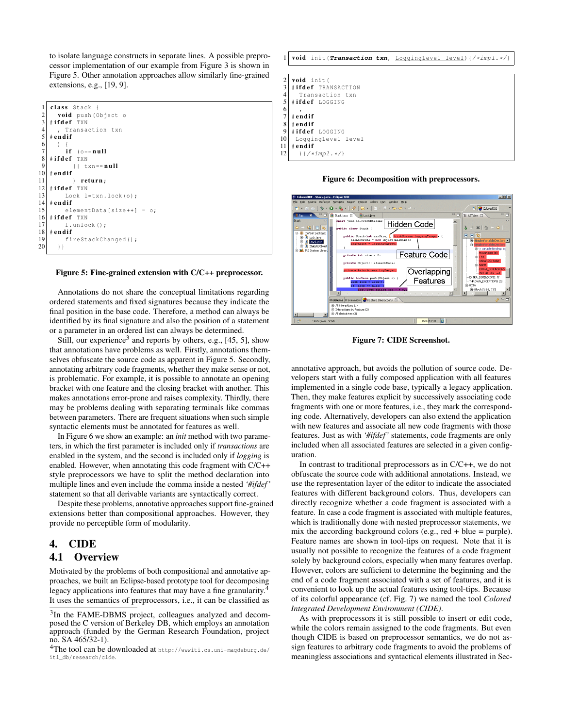to isolate language constructs in separate lines. A possible preprocessor implementation of our example from Figure 3 is shown in Figure 5. Other annotation approaches allow similarly fine-grained extensions, e.g., [19, 9].

```
1  class Stack {
2    void push(Object o
3  #ifdef TXN
4    , Transaction txn
5  #endif
6    ) {
7      if (o==null
8  #ifdef TXN
9        || txn==null
10 #endif
11       ) return;
12 #ifdef TXN
13     Lock l=txn.lock(o);
14 #endif
15     elementData[size++] = o;
16 #ifdef TXN
17     l.unlock();
18 #endif
19     fireStackChanged();
20   }}
```

**Figure 5: Fine-grained extension with C/C++ preprocessor.**

Annotations do not share the conceptual limitations regarding ordered statements and fixed signatures because they indicate the final position in the base code. Therefore, a method can always be identified by its final signature and also the position of a statement or a parameter in an ordered list can always be determined.

Still, our experience[3] and reports by others, e.g., [45, 5], show that annotations have problems as well. Firstly, annotations themselves obfuscate the source code as apparent in Figure 5. Secondly, annotating arbitrary code fragments, whether they make sense or not, is problematic. For example, it is possible to annotate an opening bracket with one feature and the closing bracket with another. This makes annotations error-prone and raises complexity. Thirdly, there may be problems dealing with separating terminals like commas between parameters. There are frequent situations when such simple syntactic elements must be annotated for features as well.

In Figure 6 we show an example: an *init* method with two parameters, in which the first parameter is included only if *transactions* are enabled in the system, and the second is included only if *logging* is enabled. However, when annotating this code fragment with C/C++ style preprocessors we have to split the method declaration into multiple lines and even include the comma inside a nested *'#ifdef'* statement so that all derivable variants are syntactically correct.

Despite these problems, annotative approaches support fine-grained extensions better than compositional approaches. However, they provide no perceptible form of modularity.

## 4. CIDE

### 4.1 Overview

Motivated by the problems of both compositional and annotative approaches, we built an Eclipse-based prototype tool for decomposing legacy applications into features that may have a fine granularity.[4] It uses the semantics of preprocessors, i.e., it can be classified as annotative approach, but avoids the pollution of source code. Developers start with a fully composed application with all features implemented in a single code base, typically a legacy application. Then, they make features explicit by successively associating code fragments with one or more features, i.e., they mark the corresponding code. Alternatively, developers can also extend the application with new features and associate all new code fragments with those features. Just as with *'#ifdef'* statements, code fragments are only included when all associated features are selected in a given configuration.

```
1  void init(Transaction txn, LoggingLevel level){/*impl.*/}
```

```
2  void init(
3  #ifdef TRANSACTION
4    Transaction txn
5  #ifdef LOGGING
6    ,
7  #endif
8  #endif
9  #ifdef LOGGING
10   LoggingLevel level
11 #endif
12   ){/*impl.*/}
```

**Figure 6: Decomposition with preprocessors.**

**Figure 7: CIDE Screenshot.**

In contrast to traditional preprocessors as in C/C++, we do not obfuscate the source code with additional annotations. Instead, we use the representation layer of the editor to indicate the associated features with different background colors. Thus, developers can directly recognize whether a code fragment is associated with a feature. In case a code fragment is associated with multiple features, which is traditionally done with nested preprocessor statements, we mix the according background colors (e.g., red + blue = purple). Feature names are shown in tool-tips on request. Note that it is usually not possible to recognize the features of a code fragment solely by background colors, especially when many features overlap. However, colors are sufficient to determine the beginning and the end of a code fragment associated with a set of features, and it is convenient to look up the actual features using tool-tips. Because of its colorful appearance (cf. Fig. 7) we named the tool *Colored Integrated Development Environment (CIDE)*.

As with preprocessors it is still possible to insert or edit code, while the colors remain assigned to the code fragments. But even though CIDE is based on preprocessor semantics, we do not assign features to arbitrary code fragments to avoid the problems of meaningless associations and syntactical elements illustrated in Sec-

---

[3] In the FAME-DBMS project, colleagues analyzed and decomposed the C version of Berkeley DB, which employs an annotation approach (funded by the German Research Foundation, project no. SA 465/32-1).

[4] The tool can be downloaded at http://wwwiti.cs.uni-magdeburg.de/iti_db/research/cide.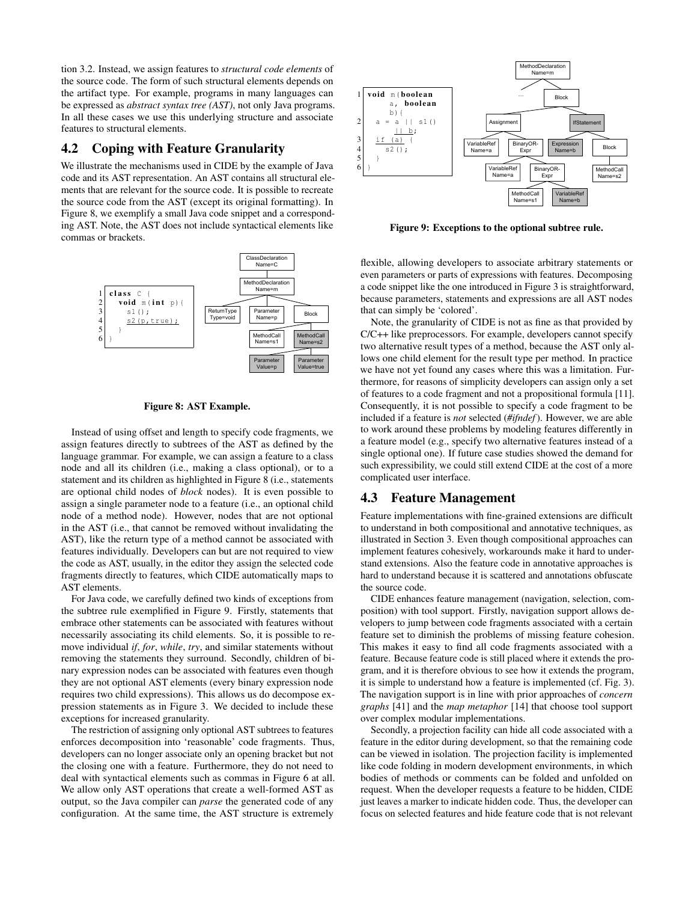tion 3.2. Instead, we assign features to *structural code elements* of the source code. The form of such structural elements depends on the artifact type. For example, programs in many languages can be expressed as *abstract syntax tree (AST)*, not only Java programs. In all these cases we use this underlying structure and associate features to structural elements.

## 4.2 Coping with Feature Granularity

We illustrate the mechanisms used in CIDE by the example of Java code and its AST representation. An AST contains all structural elements that are relevant for the source code. It is possible to recreate the source code from the AST (except its original formatting). In Figure 8, we exemplify a small Java code snippet and a corresponding AST. Note, the AST does not include syntactical elements like commas or brackets.

```
1 class C {
2   void m(int p){
3     s1();
4     s2(p,true);
5   }
6 }
```

Figure 8: AST Example.

Instead of using offset and length to specify code fragments, we assign features directly to subtrees of the AST as defined by the language grammar. For example, we can assign a feature to a class node and all its children (i.e., making a class optional), or to a statement and its children as highlighted in Figure 8 (i.e., statements are optional child nodes of *block* nodes). It is even possible to assign a single parameter node to a feature (i.e., an optional child node of a method node). However, nodes that are not optional in the AST (i.e., that cannot be removed without invalidating the AST), like the return type of a method cannot be associated with features individually. Developers can but are not required to view the code as AST, usually, in the editor they assign the selected code fragments directly to features, which CIDE automatically maps to AST elements.

For Java code, we carefully defined two kinds of exceptions from the subtree rule exemplified in Figure 9. Firstly, statements that embrace other statements can be associated with features without necessarily associating its child elements. So, it is possible to remove individual *if*, *for*, *while*, *try*, and similar statements without removing the statements they surround. Secondly, children of binary expression nodes can be associated with features even though they are not optional AST elements (every binary expression node requires two child expressions). This allows us do decompose expression statements as in Figure 3. We decided to include these exceptions for increased granularity.

The restriction of assigning only optional AST subtrees to features enforces decomposition into 'reasonable' code fragments. Thus, developers can no longer associate only an opening bracket but not the closing one with a feature. Furthermore, they do not need to deal with syntactical elements such as commas in Figure 6 at all. We allow only AST operations that create a well-formed AST as output, so the Java compiler can *parse* the generated code of any configuration. At the same time, the AST structure is extremely

```
1 void m(boolean
      a, boolean
      b){
2   a = a || s1()
        || b;
3   if (a) {
4     s2();
5   }
6 }
```

Figure 9: Exceptions to the optional subtree rule.

flexible, allowing developers to associate arbitrary statements or even parameters or parts of expressions with features. Decomposing a code snippet like the one introduced in Figure 3 is straightforward, because parameters, statements and expressions are all AST nodes that can simply be 'colored'.

Note, the granularity of CIDE is not as fine as that provided by C/C++ like preprocessors. For example, developers cannot specify two alternative result types of a method, because the AST only allows one child element for the result type per method. In practice we have not yet found any cases where this was a limitation. Furthermore, for reasons of simplicity developers can assign only a set of features to a code fragment and not a propositional formula [11]. Consequently, it is not possible to specify a code fragment to be included if a feature is *not* selected (*#ifndef*). However, we are able to work around these problems by modeling features differently in a feature model (e.g., specify two alternative features instead of a single optional one). If future case studies showed the demand for such expressibility, we could still extend CIDE at the cost of a more complicated user interface.

## 4.3 Feature Management

Feature implementations with fine-grained extensions are difficult to understand in both compositional and annotative techniques, as illustrated in Section 3. Even though compositional approaches can implement features cohesively, workarounds make it hard to understand extensions. Also the feature code in annotative approaches is hard to understand because it is scattered and annotations obfuscate the source code.

CIDE enhances feature management (navigation, selection, composition) with tool support. Firstly, navigation support allows developers to jump between code fragments associated with a certain feature set to diminish the problems of missing feature cohesion. This makes it easy to find all code fragments associated with a feature. Because feature code is still placed where it extends the program, and it is therefore obvious to see how it extends the program, it is simple to understand how a feature is implemented (cf. Fig. 3). The navigation support is in line with prior approaches of *concern graphs* [41] and the *map metaphor* [14] that choose tool support over complex modular implementations.

Secondly, a projection facility can hide all code associated with a feature in the editor during development, so that the remaining code can be viewed in isolation. The projection facility is implemented like code folding in modern development environments, in which bodies of methods or comments can be folded and unfolded on request. When the developer requests a feature to be hidden, CIDE just leaves a marker to indicate hidden code. Thus, the developer can focus on selected features and hide feature code that is not relevant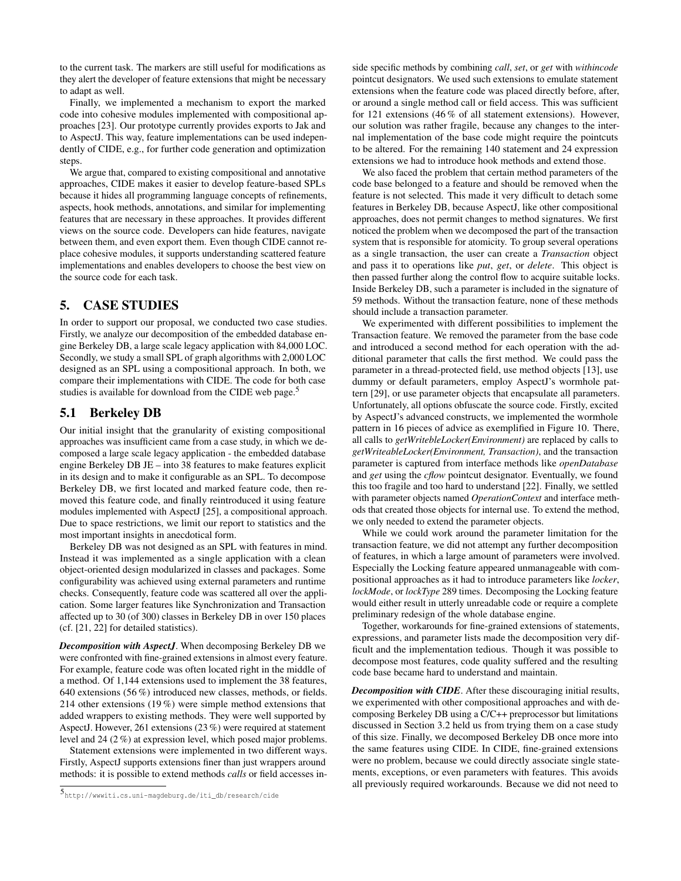to the current task. The markers are still useful for modifications as they alert the developer of feature extensions that might be necessary to adapt as well.

Finally, we implemented a mechanism to export the marked code into cohesive modules implemented with compositional approaches [23]. Our prototype currently provides exports to Jak and to AspectJ. This way, feature implementations can be used independently of CIDE, e.g., for further code generation and optimization steps.

We argue that, compared to existing compositional and annotative approaches, CIDE makes it easier to develop feature-based SPLs because it hides all programming language concepts of refinements, aspects, hook methods, annotations, and similar for implementing features that are necessary in these approaches. It provides different views on the source code. Developers can hide features, navigate between them, and even export them. Even though CIDE cannot replace cohesive modules, it supports understanding scattered feature implementations and enables developers to choose the best view on the source code for each task.

## 5. CASE STUDIES

In order to support our proposal, we conducted two case studies. Firstly, we analyze our decomposition of the embedded database engine Berkeley DB, a large scale legacy application with 84,000 LOC. Secondly, we study a small SPL of graph algorithms with 2,000 LOC designed as an SPL using a compositional approach. In both, we compare their implementations with CIDE. The code for both case studies is available for download from the CIDE web page.[5]

### 5.1 Berkeley DB

Our initial insight that the granularity of existing compositional approaches was insufficient came from a case study, in which we decomposed a large scale legacy application - the embedded database engine Berkeley DB JE – into 38 features to make features explicit in its design and to make it configurable as an SPL. To decompose Berkeley DB, we first located and marked feature code, then removed this feature code, and finally reintroduced it using feature modules implemented with AspectJ [25], a compositional approach. Due to space restrictions, we limit our report to statistics and the most important insights in anecdotical form.

Berkeley DB was not designed as an SPL with features in mind. Instead it was implemented as a single application with a clean object-oriented design modularized in classes and packages. Some configurability was achieved using external parameters and runtime checks. Consequently, feature code was scattered all over the application. Some larger features like Synchronization and Transaction affected up to 30 (of 300) classes in Berkeley DB in over 150 places (cf. [21, 22] for detailed statistics).

***Decomposition with AspectJ***. When decomposing Berkeley DB we were confronted with fine-grained extensions in almost every feature. For example, feature code was often located right in the middle of a method. Of 1,144 extensions used to implement the 38 features, 640 extensions (56 %) introduced new classes, methods, or fields. 214 other extensions (19 %) were simple method extensions that added wrappers to existing methods. They were well supported by AspectJ. However, 261 extensions (23 %) were required at statement level and 24 (2 %) at expression level, which posed major problems.

Statement extensions were implemented in two different ways. Firstly, AspectJ supports extensions finer than just wrappers around methods: it is possible to extend methods *calls* or field accesses inside specific methods by combining *call*, *set*, or *get* with *withincode* pointcut designators. We used such extensions to emulate statement extensions when the feature code was placed directly before, after, or around a single method call or field access. This was sufficient for 121 extensions (46 % of all statement extensions). However, our solution was rather fragile, because any changes to the internal implementation of the base code might require the pointcuts to be altered. For the remaining 140 statement and 24 expression extensions we had to introduce hook methods and extend those.

We also faced the problem that certain method parameters of the code base belonged to a feature and should be removed when the feature is not selected. This made it very difficult to detach some features in Berkeley DB, because AspectJ, like other compositional approaches, does not permit changes to method signatures. We first noticed the problem when we decomposed the part of the transaction system that is responsible for atomicity. To group several operations as a single transaction, the user can create a *Transaction* object and pass it to operations like *put*, *get*, or *delete*. This object is then passed further along the control flow to acquire suitable locks. Inside Berkeley DB, such a parameter is included in the signature of 59 methods. Without the transaction feature, none of these methods should include a transaction parameter.

We experimented with different possibilities to implement the Transaction feature. We removed the parameter from the base code and introduced a second method for each operation with the additional parameter that calls the first method. We could pass the parameter in a thread-protected field, use method objects [13], use dummy or default parameters, employ AspectJ's wormhole pattern [29], or use parameter objects that encapsulate all parameters. Unfortunately, all options obfuscate the source code. Firstly, excited by AspectJ's advanced constructs, we implemented the wormhole pattern in 16 pieces of advice as exemplified in Figure 10. There, all calls to *getWritebleLocker(Environment)* are replaced by calls to *getWriteableLocker(Environment, Transaction)*, and the transaction parameter is captured from interface methods like *openDatabase* and *get* using the *cflow* pointcut designator. Eventually, we found this too fragile and too hard to understand [22]. Finally, we settled with parameter objects named *OperationContext* and interface methods that created those objects for internal use. To extend the method, we only needed to extend the parameter objects.

While we could work around the parameter limitation for the transaction feature, we did not attempt any further decomposition of features, in which a large amount of parameters were involved. Especially the Locking feature appeared unmanageable with compositional approaches as it had to introduce parameters like *locker*, *lockMode*, or *lockType* 289 times. Decomposing the Locking feature would either result in utterly unreadable code or require a complete preliminary redesign of the whole database engine.

Together, workarounds for fine-grained extensions of statements, expressions, and parameter lists made the decomposition very difficult and the implementation tedious. Though it was possible to decompose most features, code quality suffered and the resulting code base became hard to understand and maintain.

***Decomposition with CIDE***. After these discouraging initial results, we experimented with other compositional approaches and with decomposing Berkeley DB using a C/C++ preprocessor but limitations discussed in Section 3.2 held us from trying them on a case study of this size. Finally, we decomposed Berkeley DB once more into the same features using CIDE. In CIDE, fine-grained extensions were no problem, because we could directly associate single statements, exceptions, or even parameters with features. This avoids all previously required workarounds. Because we did not need to

[5] http://wwwiti.cs.uni-magdeburg.de/iti_db/research/cide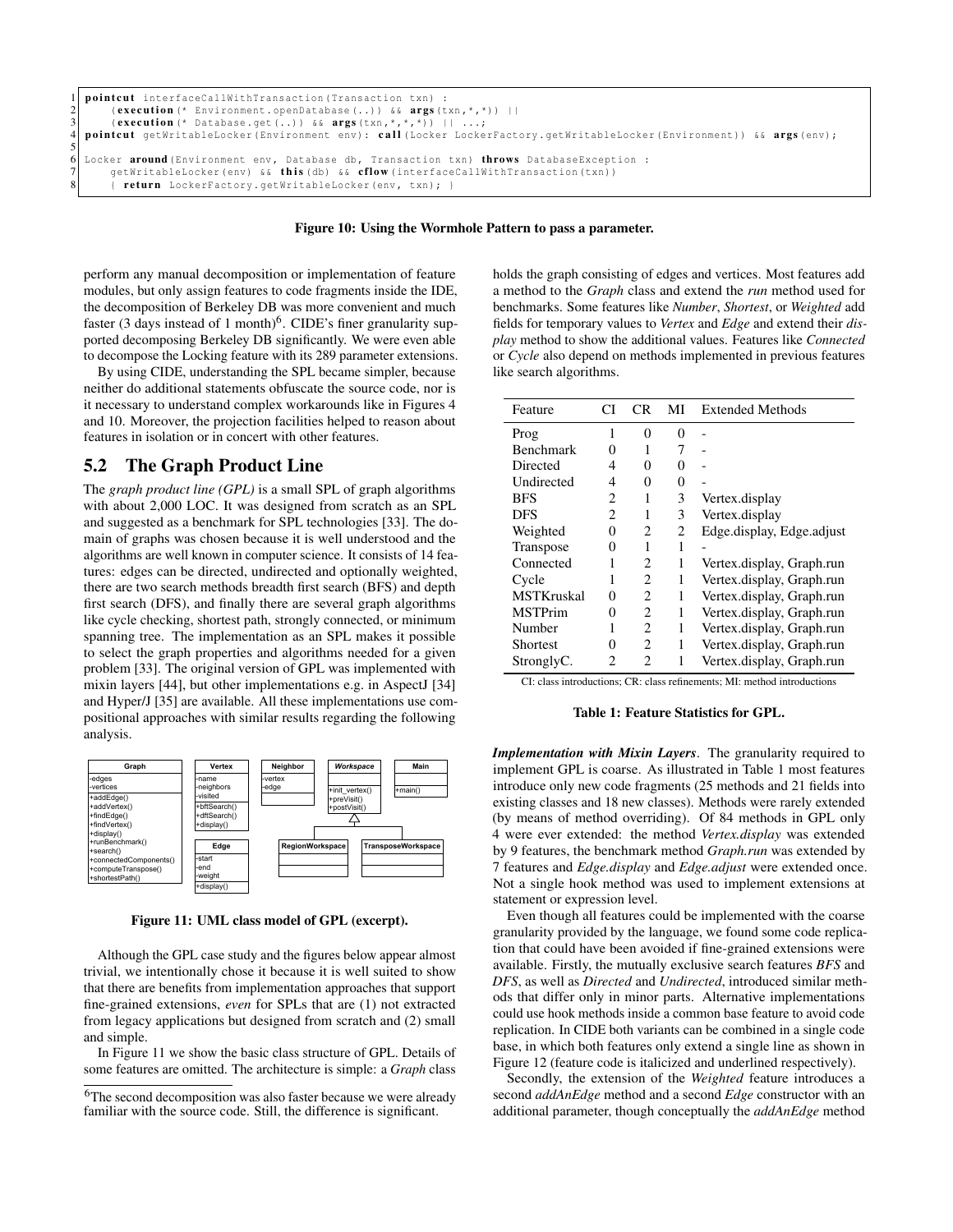```
1 pointcut interfaceCallWithTransaction(Transaction txn) :
2     (execution(* Environment.openDatabase(..)) && args(txn,*,*)) ||
3     (execution(* Database.get(..)) && args(txn,*,*,*)) || ...;
4 pointcut getWritableLocker(Environment env): call(Locker LockerFactory.getWritableLocker(Environment)) && args(env);
5
6 Locker around(Environment env, Database db, Transaction txn) throws DatabaseException :
7     getWritableLocker(env) && this(db) && cflow(interfaceCallWithTransaction(txn))
8     { return LockerFactory.getWritableLocker(env, txn); }
```

**Figure 10: Using the Wormhole Pattern to pass a parameter.**

perform any manual decomposition or implementation of feature modules, but only assign features to code fragments inside the IDE, the decomposition of Berkeley DB was more convenient and much faster (3 days instead of 1 month)[6]. CIDE's finer granularity supported decomposing Berkeley DB significantly. We were even able to decompose the Locking feature with its 289 parameter extensions.

By using CIDE, understanding the SPL became simpler, because neither do additional statements obfuscate the source code, nor is it necessary to understand complex workarounds like in Figures 4 and 10. Moreover, the projection facilities helped to reason about features in isolation or in concert with other features.

## 5.2 The Graph Product Line

The *graph product line (GPL)* is a small SPL of graph algorithms with about 2,000 LOC. It was designed from scratch as an SPL and suggested as a benchmark for SPL technologies [33]. The domain of graphs was chosen because it is well understood and the algorithms are well known in computer science. It consists of 14 features: edges can be directed, undirected and optionally weighted, there are two search methods breadth first search (BFS) and depth first search (DFS), and finally there are several graph algorithms like cycle checking, shortest path, strongly connected, or minimum spanning tree. The implementation as an SPL makes it possible to select the graph properties and algorithms needed for a given problem [33]. The original version of GPL was implemented with mixin layers [44], but other implementations e.g. in AspectJ [34] and Hyper/J [35] are available. All these implementations use compositional approaches with similar results regarding the following analysis.

| Graph | Vertex | Neighbor | *Workspace* | Main |
|---|---|---|---|---|
| -edges<br>-vertices | -name<br>-neighbors<br>-visited | -vertex<br>-edge | | |
| +addEdge()<br>+addVertex()<br>+findEdge()<br>+findVertex()<br>+display()<br>+runBenchmark()<br>+search()<br>+connectedComponents()<br>+computeTranspose()<br>+shortestPath() | +bftSearch()<br>+dftSearch()<br>+display() | | +init_vertex()<br>+preVisit()<br>+postVisit() | +main() |

| Edge | RegionWorkspace | TransposeWorkspace |
|---|---|---|
| -start<br>-end<br>-weight<br>+display() | | |

**Figure 11: UML class model of GPL (excerpt).**

Although the GPL case study and the figures below appear almost trivial, we intentionally chose it because it is well suited to show that there are benefits from implementation approaches that support fine-grained extensions, *even* for SPLs that are (1) not extracted from legacy applications but designed from scratch and (2) small and simple.

In Figure 11 we show the basic class structure of GPL. Details of some features are omitted. The architecture is simple: a *Graph* class holds the graph consisting of edges and vertices. Most features add a method to the *Graph* class and extend the *run* method used for benchmarks. Some features like *Number*, *Shortest*, or *Weighted* add fields for temporary values to *Vertex* and *Edge* and extend their *display* method to show the additional values. Features like *Connected* or *Cycle* also depend on methods implemented in previous features like search algorithms.

| Feature | CI | CR | MI | Extended Methods |
|---|---|---|---|---|
| Prog | 1 | 0 | 0 | - |
| Benchmark | 0 | 1 | 7 | - |
| Directed | 4 | 0 | 0 | - |
| Undirected | 4 | 0 | 0 | - |
| BFS | 2 | 1 | 3 | Vertex.display |
| DFS | 2 | 1 | 3 | Vertex.display |
| Weighted | 0 | 2 | 2 | Edge.display, Edge.adjust |
| Transpose | 0 | 1 | 1 | - |
| Connected | 1 | 2 | 1 | Vertex.display, Graph.run |
| Cycle | 1 | 2 | 1 | Vertex.display, Graph.run |
| MSTKruskal | 0 | 2 | 1 | Vertex.display, Graph.run |
| MSTPrim | 0 | 2 | 1 | Vertex.display, Graph.run |
| Number | 1 | 2 | 1 | Vertex.display, Graph.run |
| Shortest | 0 | 2 | 1 | Vertex.display, Graph.run |
| StronglyC. | 2 | 2 | 1 | Vertex.display, Graph.run |

CI: class introductions; CR: class refinements; MI: method introductions

**Table 1: Feature Statistics for GPL.**

***Implementation with Mixin Layers***. The granularity required to implement GPL is coarse. As illustrated in Table 1 most features introduce only new code fragments (25 methods and 21 fields into existing classes and 18 new classes). Methods were rarely extended (by means of method overriding). Of 84 methods in GPL only 4 were ever extended: the method *Vertex.display* was extended by 9 features, the benchmark method *Graph.run* was extended by 7 features and *Edge.display* and *Edge.adjust* were extended once. Not a single hook method was used to implement extensions at statement or expression level.

Even though all features could be implemented with the coarse granularity provided by the language, we found some code replication that could have been avoided if fine-grained extensions were available. Firstly, the mutually exclusive search features *BFS* and *DFS*, as well as *Directed* and *Undirected*, introduced similar methods that differ only in minor parts. Alternative implementations could use hook methods inside a common base feature to avoid code replication. In CIDE both variants can be combined in a single code base, in which both features only extend a single line as shown in Figure 12 (feature code is italicized and underlined respectively).

Secondly, the extension of the *Weighted* feature introduces a second *addAnEdge* method and a second *Edge* constructor with an additional parameter, though conceptually the *addAnEdge* method

[6] The second decomposition was also faster because we were already familiar with the source code. Still, the difference is significant.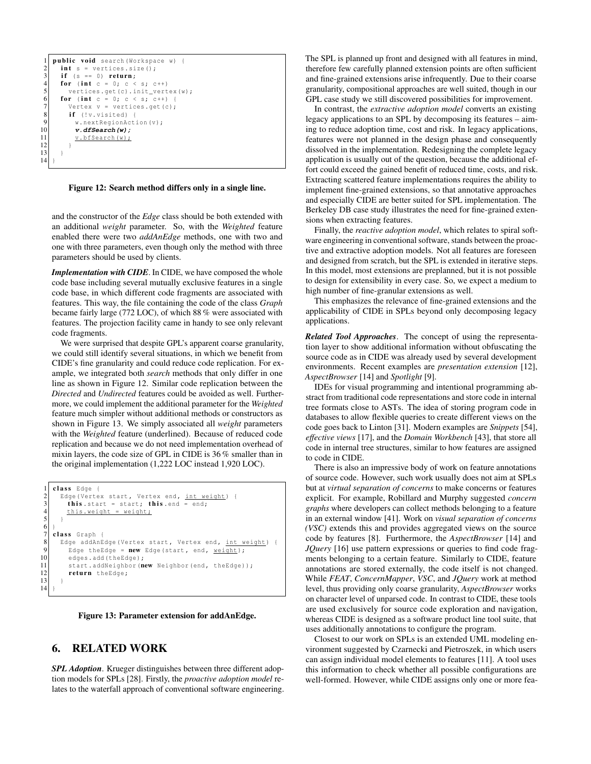```java
public void search(Workspace w) {
  int s = vertices.size();
  if (s == 0) return;
  for (int c = 0; c < s; c++)
    vertices.get(c).init_vertex(w);
  for (int c = 0; c < s; c++) {
    Vertex v = vertices.get(c);
    if (!v.visited) {
      w.nextRegionAction(v);
      v.dfSearch(w);
      v.bfSearch(w);
    }
  }
}
```

**Figure 12: Search method differs only in a single line.**

and the constructor of the *Edge* class should be both extended with an additional *weight* parameter. So, with the *Weighted* feature enabled there were two *addAnEdge* methods, one with two and one with three parameters, even though only the method with three parameters should be used by clients.

***Implementation with CIDE***. In CIDE, we have composed the whole code base including several mutually exclusive features in a single code base, in which different code fragments are associated with features. This way, the file containing the code of the class *Graph* became fairly large (772 LOC), of which 88 % were associated with features. The projection facility came in handy to see only relevant code fragments.

We were surprised that despite GPL's apparent coarse granularity, we could still identify several situations, in which we benefit from CIDE's fine granularity and could reduce code replication. For example, we integrated both *search* methods that only differ in one line as shown in Figure 12. Similar code replication between the *Directed* and *Undirected* features could be avoided as well. Furthermore, we could implement the additional parameter for the *Weighted* feature much simpler without additional methods or constructors as shown in Figure 13. We simply associated all *weight* parameters with the *Weighted* feature (underlined). Because of reduced code replication and because we do not need implementation overhead of mixin layers, the code size of GPL in CIDE is 36 % smaller than in the original implementation (1,222 LOC instead 1,920 LOC).

```java
class Edge {
  Edge(Vertex start, Vertex end, int weight) {
    this.start = start; this.end = end;
    this.weight = weight;
  }
}
class Graph {
  Edge addAnEdge(Vertex start, Vertex end, int weight) {
    Edge theEdge = new Edge(start, end, weight);
    edges.add(theEdge);
    start.addNeighbor(new Neighbor(end, theEdge));
    return theEdge;
  }
}
```

**Figure 13: Parameter extension for addAnEdge.**

## 6. RELATED WORK

***SPL Adoption***. Krueger distinguishes between three different adoption models for SPLs [28]. Firstly, the *proactive adoption model* relates to the waterfall approach of conventional software engineering. The SPL is planned up front and designed with all features in mind, therefore few carefully planned extension points are often sufficient and fine-grained extensions arise infrequently. Due to their coarse granularity, compositional approaches are well suited, though in our GPL case study we still discovered possibilities for improvement.

In contrast, the *extractive adoption model* converts an existing legacy applications to an SPL by decomposing its features – aiming to reduce adoption time, cost and risk. In legacy applications, features were not planned in the design phase and consequently dissolved in the implementation. Redesigning the complete legacy application is usually out of the question, because the additional effort could exceed the gained benefit of reduced time, costs, and risk. Extracting scattered feature implementations requires the ability to implement fine-grained extensions, so that annotative approaches and especially CIDE are better suited for SPL implementation. The Berkeley DB case study illustrates the need for fine-grained extensions when extracting features.

Finally, the *reactive adoption model*, which relates to spiral software engineering in conventional software, stands between the proactive and extractive adoption models. Not all features are foreseen and designed from scratch, but the SPL is extended in iterative steps. In this model, most extensions are preplanned, but it is not possible to design for extensibility in every case. So, we expect a medium to high number of fine-granular extensions as well.

This emphasizes the relevance of fine-grained extensions and the applicability of CIDE in SPLs beyond only decomposing legacy applications.

***Related Tool Approaches***. The concept of using the representation layer to show additional information without obfuscating the source code as in CIDE was already used by several development environments. Recent examples are *presentation extension* [12], *AspectBrowser* [14] and *Spotlight* [9].

IDEs for visual programming and intentional programming abstract from traditional code representations and store code in internal tree formats close to ASTs. The idea of storing program code in databases to allow flexible queries to create different views on the code goes back to Linton [31]. Modern examples are *Snippets* [54], *effective views* [17], and the *Domain Workbench* [43], that store all code in internal tree structures, similar to how features are assigned to code in CIDE.

There is also an impressive body of work on feature annotations of source code. However, such work usually does not aim at SPLs but at *virtual separation of concerns* to make concerns or features explicit. For example, Robillard and Murphy suggested *concern graphs* where developers can collect methods belonging to a feature in an external window [41]. Work on *visual separation of concerns (VSC)* extends this and provides aggregated views on the source code by features [8]. Furthermore, the *AspectBrowser* [14] and *JQuery* [16] use pattern expressions or queries to find code fragments belonging to a certain feature. Similarly to CIDE, feature annotations are stored externally, the code itself is not changed. While *FEAT*, *ConcernMapper*, *VSC*, and *JQuery* work at method level, thus providing only coarse granularity, *AspectBrowser* works on character level of unparsed code. In contrast to CIDE, these tools are used exclusively for source code exploration and navigation, whereas CIDE is designed as a software product line tool suite, that uses additionally annotations to configure the program.

Closest to our work on SPLs is an extended UML modeling environment suggested by Czarnecki and Pietroszek, in which users can assign individual model elements to features [11]. A tool uses this information to check whether all possible configurations are well-formed. However, while CIDE assigns only one or more fea-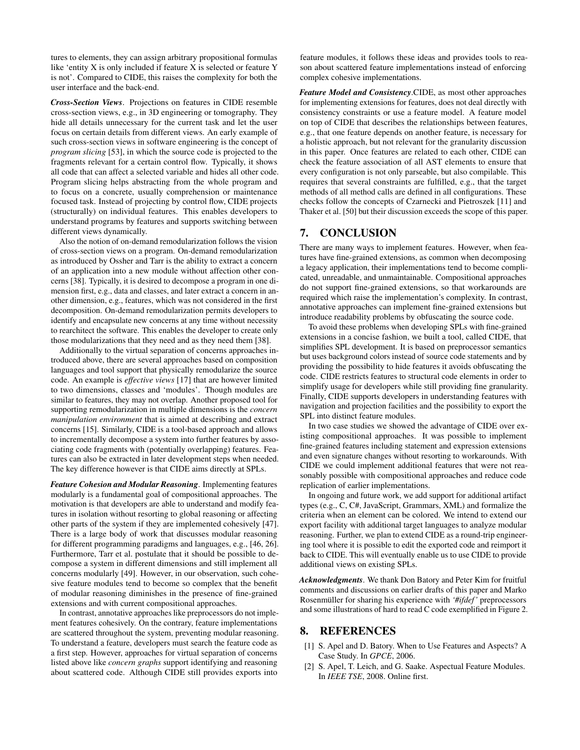tures to elements, they can assign arbitrary propositional formulas like 'entity X is only included if feature X is selected or feature Y is not'. Compared to CIDE, this raises the complexity for both the user interface and the back-end.

***Cross-Section Views***. Projections on features in CIDE resemble cross-section views, e.g., in 3D engineering or tomography. They hide all details unnecessary for the current task and let the user focus on certain details from different views. An early example of such cross-section views in software engineering is the concept of *program slicing* [53], in which the source code is projected to the fragments relevant for a certain control flow. Typically, it shows all code that can affect a selected variable and hides all other code. Program slicing helps abstracting from the whole program and to focus on a concrete, usually comprehension or maintenance focused task. Instead of projecting by control flow, CIDE projects (structurally) on individual features. This enables developers to understand programs by features and supports switching between different views dynamically.

Also the notion of on-demand remodularization follows the vision of cross-section views on a program. On-demand remodularization as introduced by Ossher and Tarr is the ability to extract a concern of an application into a new module without affection other concerns [38]. Typically, it is desired to decompose a program in one dimension first, e.g., data and classes, and later extract a concern in another dimension, e.g., features, which was not considered in the first decomposition. On-demand remodularization permits developers to identify and encapsulate new concerns at any time without necessity to rearchitect the software. This enables the developer to create only those modularizations that they need and as they need them [38].

Additionally to the virtual separation of concerns approaches introduced above, there are several approaches based on composition languages and tool support that physically remodularize the source code. An example is *effective views* [17] that are however limited to two dimensions, classes and 'modules'. Though modules are similar to features, they may not overlap. Another proposed tool for supporting remodularization in multiple dimensions is the *concern manipulation environment* that is aimed at describing and extract concerns [15]. Similarly, CIDE is a tool-based approach and allows to incrementally decompose a system into further features by associating code fragments with (potentially overlapping) features. Features can also be extracted in later development steps when needed. The key difference however is that CIDE aims directly at SPLs.

***Feature Cohesion and Modular Reasoning***. Implementing features modularly is a fundamental goal of compositional approaches. The motivation is that developers are able to understand and modify features in isolation without resorting to global reasoning or affecting other parts of the system if they are implemented cohesively [47]. There is a large body of work that discusses modular reasoning for different programming paradigms and languages, e.g., [46, 26]. Furthermore, Tarr et al. postulate that it should be possible to decompose a system in different dimensions and still implement all concerns modularly [49]. However, in our observation, such cohesive feature modules tend to become so complex that the benefit of modular reasoning diminishes in the presence of fine-grained extensions and with current compositional approaches.

In contrast, annotative approaches like preprocessors do not implement features cohesively. On the contrary, feature implementations are scattered throughout the system, preventing modular reasoning. To understand a feature, developers must search the feature code as a first step. However, approaches for virtual separation of concerns listed above like *concern graphs* support identifying and reasoning about scattered code. Although CIDE still provides exports into feature modules, it follows these ideas and provides tools to reason about scattered feature implementations instead of enforcing complex cohesive implementations.

***Feature Model and Consistency***.CIDE, as most other approaches for implementing extensions for features, does not deal directly with consistency constraints or use a feature model. A feature model on top of CIDE that describes the relationships between features, e.g., that one feature depends on another feature, is necessary for a holistic approach, but not relevant for the granularity discussion in this paper. Once features are related to each other, CIDE can check the feature association of all AST elements to ensure that every configuration is not only parseable, but also compilable. This requires that several constraints are fulfilled, e.g., that the target methods of all method calls are defined in all configurations. These checks follow the concepts of Czarnecki and Pietroszek [11] and Thaker et al. [50] but their discussion exceeds the scope of this paper.

## 7. CONCLUSION

There are many ways to implement features. However, when features have fine-grained extensions, as common when decomposing a legacy application, their implementations tend to become complicated, unreadable, and unmaintainable. Compositional approaches do not support fine-grained extensions, so that workarounds are required which raise the implementation's complexity. In contrast, annotative approaches can implement fine-grained extensions but introduce readability problems by obfuscating the source code.

To avoid these problems when developing SPLs with fine-grained extensions in a concise fashion, we built a tool, called CIDE, that simplifies SPL development. It is based on preprocessor semantics but uses background colors instead of source code statements and by providing the possibility to hide features it avoids obfuscating the code. CIDE restricts features to structural code elements in order to simplify usage for developers while still providing fine granularity. Finally, CIDE supports developers in understanding features with navigation and projection facilities and the possibility to export the SPL into distinct feature modules.

In two case studies we showed the advantage of CIDE over existing compositional approaches. It was possible to implement fine-grained features including statement and expression extensions and even signature changes without resorting to workarounds. With CIDE we could implement additional features that were not reasonably possible with compositional approaches and reduce code replication of earlier implementations.

In ongoing and future work, we add support for additional artifact types (e.g., C, C#, JavaScript, Grammars, XML) and formalize the criteria when an element can be colored. We intend to extend our export facility with additional target languages to analyze modular reasoning. Further, we plan to extend CIDE as a round-trip engineering tool where it is possible to edit the exported code and reimport it back to CIDE. This will eventually enable us to use CIDE to provide additional views on existing SPLs.

***Acknowledgments***. We thank Don Batory and Peter Kim for fruitful comments and discussions on earlier drafts of this paper and Marko Rosenmüller for sharing his experience with *'#ifdef'* preprocessors and some illustrations of hard to read C code exemplified in Figure 2.

## 8. REFERENCES

[1] S. Apel and D. Batory. When to Use Features and Aspects? A Case Study. In *GPCE*, 2006.

[2] S. Apel, T. Leich, and G. Saake. Aspectual Feature Modules. In *IEEE TSE*, 2008. Online first.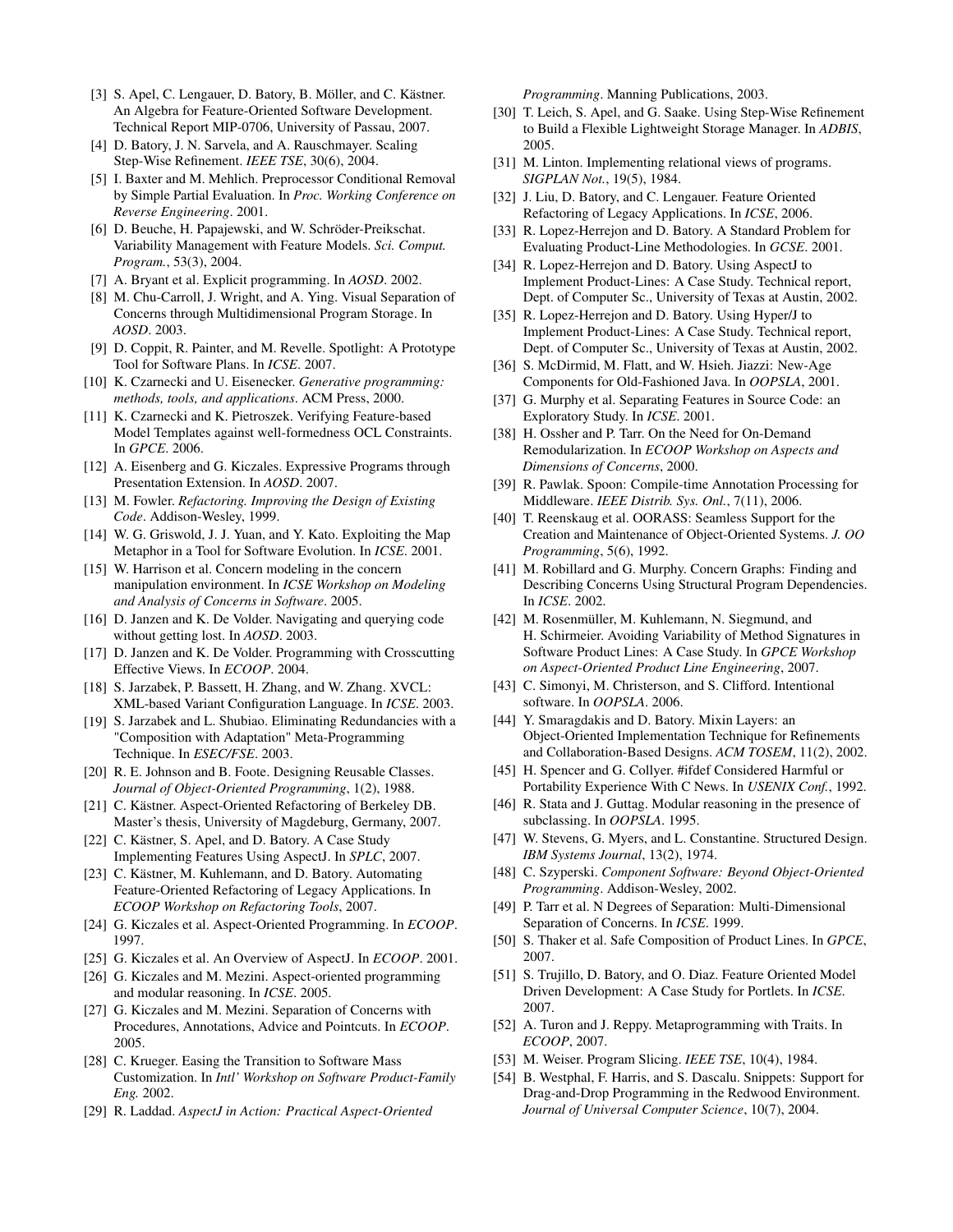[3] S. Apel, C. Lengauer, D. Batory, B. Möller, and C. Kästner. An Algebra for Feature-Oriented Software Development. Technical Report MIP-0706, University of Passau, 2007.

[4] D. Batory, J. N. Sarvela, and A. Rauschmayer. Scaling Step-Wise Refinement. *IEEE TSE*, 30(6), 2004.

[5] I. Baxter and M. Mehlich. Preprocessor Conditional Removal by Simple Partial Evaluation. In *Proc. Working Conference on Reverse Engineering*. 2001.

[6] D. Beuche, H. Papajewski, and W. Schröder-Preikschat. Variability Management with Feature Models. *Sci. Comput. Program.*, 53(3), 2004.

[7] A. Bryant et al. Explicit programming. In *AOSD*. 2002.

[8] M. Chu-Carroll, J. Wright, and A. Ying. Visual Separation of Concerns through Multidimensional Program Storage. In *AOSD*. 2003.

[9] D. Coppit, R. Painter, and M. Revelle. Spotlight: A Prototype Tool for Software Plans. In *ICSE*. 2007.

[10] K. Czarnecki and U. Eisenecker. *Generative programming: methods, tools, and applications*. ACM Press, 2000.

[11] K. Czarnecki and K. Pietroszek. Verifying Feature-based Model Templates against well-formedness OCL Constraints. In *GPCE*. 2006.

[12] A. Eisenberg and G. Kiczales. Expressive Programs through Presentation Extension. In *AOSD*. 2007.

[13] M. Fowler. *Refactoring. Improving the Design of Existing Code*. Addison-Wesley, 1999.

[14] W. G. Griswold, J. J. Yuan, and Y. Kato. Exploiting the Map Metaphor in a Tool for Software Evolution. In *ICSE*. 2001.

[15] W. Harrison et al. Concern modeling in the concern manipulation environment. In *ICSE Workshop on Modeling and Analysis of Concerns in Software*. 2005.

[16] D. Janzen and K. De Volder. Navigating and querying code without getting lost. In *AOSD*. 2003.

[17] D. Janzen and K. De Volder. Programming with Crosscutting Effective Views. In *ECOOP*. 2004.

[18] S. Jarzabek, P. Bassett, H. Zhang, and W. Zhang. XVCL: XML-based Variant Configuration Language. In *ICSE*. 2003.

[19] S. Jarzabek and L. Shubiao. Eliminating Redundancies with a "Composition with Adaptation" Meta-Programming Technique. In *ESEC/FSE*. 2003.

[20] R. E. Johnson and B. Foote. Designing Reusable Classes. *Journal of Object-Oriented Programming*, 1(2), 1988.

[21] C. Kästner. Aspect-Oriented Refactoring of Berkeley DB. Master's thesis, University of Magdeburg, Germany, 2007.

[22] C. Kästner, S. Apel, and D. Batory. A Case Study Implementing Features Using AspectJ. In *SPLC*, 2007.

[23] C. Kästner, M. Kuhlemann, and D. Batory. Automating Feature-Oriented Refactoring of Legacy Applications. In *ECOOP Workshop on Refactoring Tools*, 2007.

[24] G. Kiczales et al. Aspect-Oriented Programming. In *ECOOP*. 1997.

[25] G. Kiczales et al. An Overview of AspectJ. In *ECOOP*. 2001.

[26] G. Kiczales and M. Mezini. Aspect-oriented programming and modular reasoning. In *ICSE*. 2005.

[27] G. Kiczales and M. Mezini. Separation of Concerns with Procedures, Annotations, Advice and Pointcuts. In *ECOOP*. 2005.

[28] C. Krueger. Easing the Transition to Software Mass Customization. In *Intl' Workshop on Software Product-Family Eng.* 2002.

[29] R. Laddad. *AspectJ in Action: Practical Aspect-Oriented Programming*. Manning Publications, 2003.

[30] T. Leich, S. Apel, and G. Saake. Using Step-Wise Refinement to Build a Flexible Lightweight Storage Manager. In *ADBIS*, 2005.

[31] M. Linton. Implementing relational views of programs. *SIGPLAN Not.*, 19(5), 1984.

[32] J. Liu, D. Batory, and C. Lengauer. Feature Oriented Refactoring of Legacy Applications. In *ICSE*, 2006.

[33] R. Lopez-Herrejon and D. Batory. A Standard Problem for Evaluating Product-Line Methodologies. In *GCSE*. 2001.

[34] R. Lopez-Herrejon and D. Batory. Using AspectJ to Implement Product-Lines: A Case Study. Technical report, Dept. of Computer Sc., University of Texas at Austin, 2002.

[35] R. Lopez-Herrejon and D. Batory. Using Hyper/J to Implement Product-Lines: A Case Study. Technical report, Dept. of Computer Sc., University of Texas at Austin, 2002.

[36] S. McDirmid, M. Flatt, and W. Hsieh. Jiazzi: New-Age Components for Old-Fashioned Java. In *OOPSLA*, 2001.

[37] G. Murphy et al. Separating Features in Source Code: an Exploratory Study. In *ICSE*. 2001.

[38] H. Ossher and P. Tarr. On the Need for On-Demand Remodularization. In *ECOOP Workshop on Aspects and Dimensions of Concerns*, 2000.

[39] R. Pawlak. Spoon: Compile-time Annotation Processing for Middleware. *IEEE Distrib. Sys. Onl.*, 7(11), 2006.

[40] T. Reenskaug et al. OORASS: Seamless Support for the Creation and Maintenance of Object-Oriented Systems. *J. OO Programming*, 5(6), 1992.

[41] M. Robillard and G. Murphy. Concern Graphs: Finding and Describing Concerns Using Structural Program Dependencies. In *ICSE*. 2002.

[42] M. Rosenmüller, M. Kuhlemann, N. Siegmund, and H. Schirmeier. Avoiding Variability of Method Signatures in Software Product Lines: A Case Study. In *GPCE Workshop on Aspect-Oriented Product Line Engineering*, 2007.

[43] C. Simonyi, M. Christerson, and S. Clifford. Intentional software. In *OOPSLA*. 2006.

[44] Y. Smaragdakis and D. Batory. Mixin Layers: an Object-Oriented Implementation Technique for Refinements and Collaboration-Based Designs. *ACM TOSEM*, 11(2), 2002.

[45] H. Spencer and G. Collyer. #ifdef Considered Harmful or Portability Experience With C News. In *USENIX Conf.*, 1992.

[46] R. Stata and J. Guttag. Modular reasoning in the presence of subclassing. In *OOPSLA*. 1995.

[47] W. Stevens, G. Myers, and L. Constantine. Structured Design. *IBM Systems Journal*, 13(2), 1974.

[48] C. Szyperski. *Component Software: Beyond Object-Oriented Programming*. Addison-Wesley, 2002.

[49] P. Tarr et al. N Degrees of Separation: Multi-Dimensional Separation of Concerns. In *ICSE*. 1999.

[50] S. Thaker et al. Safe Composition of Product Lines. In *GPCE*, 2007.

[51] S. Trujillo, D. Batory, and O. Diaz. Feature Oriented Model Driven Development: A Case Study for Portlets. In *ICSE*. 2007.

[52] A. Turon and J. Reppy. Metaprogramming with Traits. In *ECOOP*, 2007.

[53] M. Weiser. Program Slicing. *IEEE TSE*, 10(4), 1984.

[54] B. Westphal, F. Harris, and S. Dascalu. Snippets: Support for Drag-and-Drop Programming in the Redwood Environment. *Journal of Universal Computer Science*, 10(7), 2004.